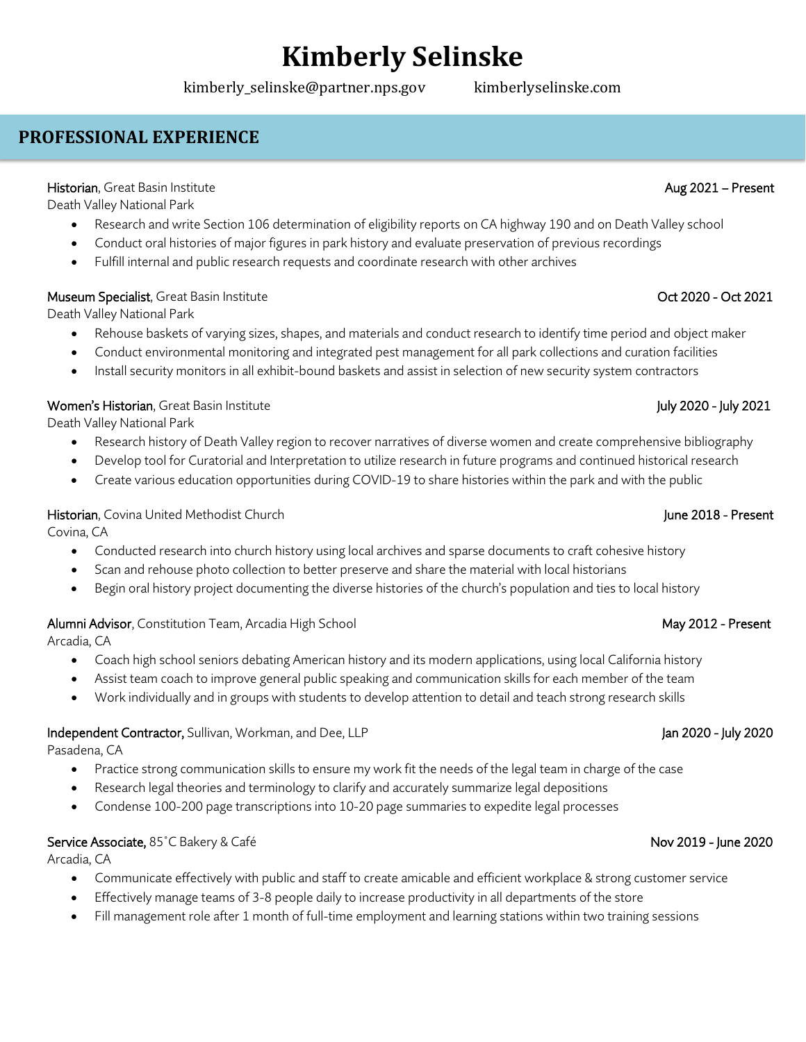# Kimberly Selinske

kimberly_selinske@partner.nps.gov kimberlyselinske.com

## PROFESSIONAL EXPERIENCE

**Historian**, Great Basin Institute — Aug 2021 – Present
Death Valley National Park

- Research and write Section 106 determination of eligibility reports on CA highway 190 and on Death Valley school
- Conduct oral histories of major figures in park history and evaluate preservation of previous recordings
- Fulfill internal and public research requests and coordinate research with other archives

**Museum Specialist**, Great Basin Institute — Oct 2020 - Oct 2021
Death Valley National Park

- Rehouse baskets of varying sizes, shapes, and materials and conduct research to identify time period and object maker
- Conduct environmental monitoring and integrated pest management for all park collections and curation facilities
- Install security monitors in all exhibit-bound baskets and assist in selection of new security system contractors

**Women's Historian**, Great Basin Institute — July 2020 - July 2021
Death Valley National Park

- Research history of Death Valley region to recover narratives of diverse women and create comprehensive bibliography
- Develop tool for Curatorial and Interpretation to utilize research in future programs and continued historical research
- Create various education opportunities during COVID-19 to share histories within the park and with the public

**Historian**, Covina United Methodist Church — June 2018 - Present
Covina, CA

- Conducted research into church history using local archives and sparse documents to craft cohesive history
- Scan and rehouse photo collection to better preserve and share the material with local historians
- Begin oral history project documenting the diverse histories of the church's population and ties to local history

**Alumni Advisor**, Constitution Team, Arcadia High School — May 2012 - Present
Arcadia, CA

- Coach high school seniors debating American history and its modern applications, using local California history
- Assist team coach to improve general public speaking and communication skills for each member of the team
- Work individually and in groups with students to develop attention to detail and teach strong research skills

**Independent Contractor,** Sullivan, Workman, and Dee, LLP — Jan 2020 - July 2020
Pasadena, CA

- Practice strong communication skills to ensure my work fit the needs of the legal team in charge of the case
- Research legal theories and terminology to clarify and accurately summarize legal depositions
- Condense 100-200 page transcriptions into 10-20 page summaries to expedite legal processes

**Service Associate,** 85˚C Bakery & Café — Nov 2019 - June 2020
Arcadia, CA

- Communicate effectively with public and staff to create amicable and efficient workplace & strong customer service
- Effectively manage teams of 3-8 people daily to increase productivity in all departments of the store
- Fill management role after 1 month of full-time employment and learning stations within two training sessions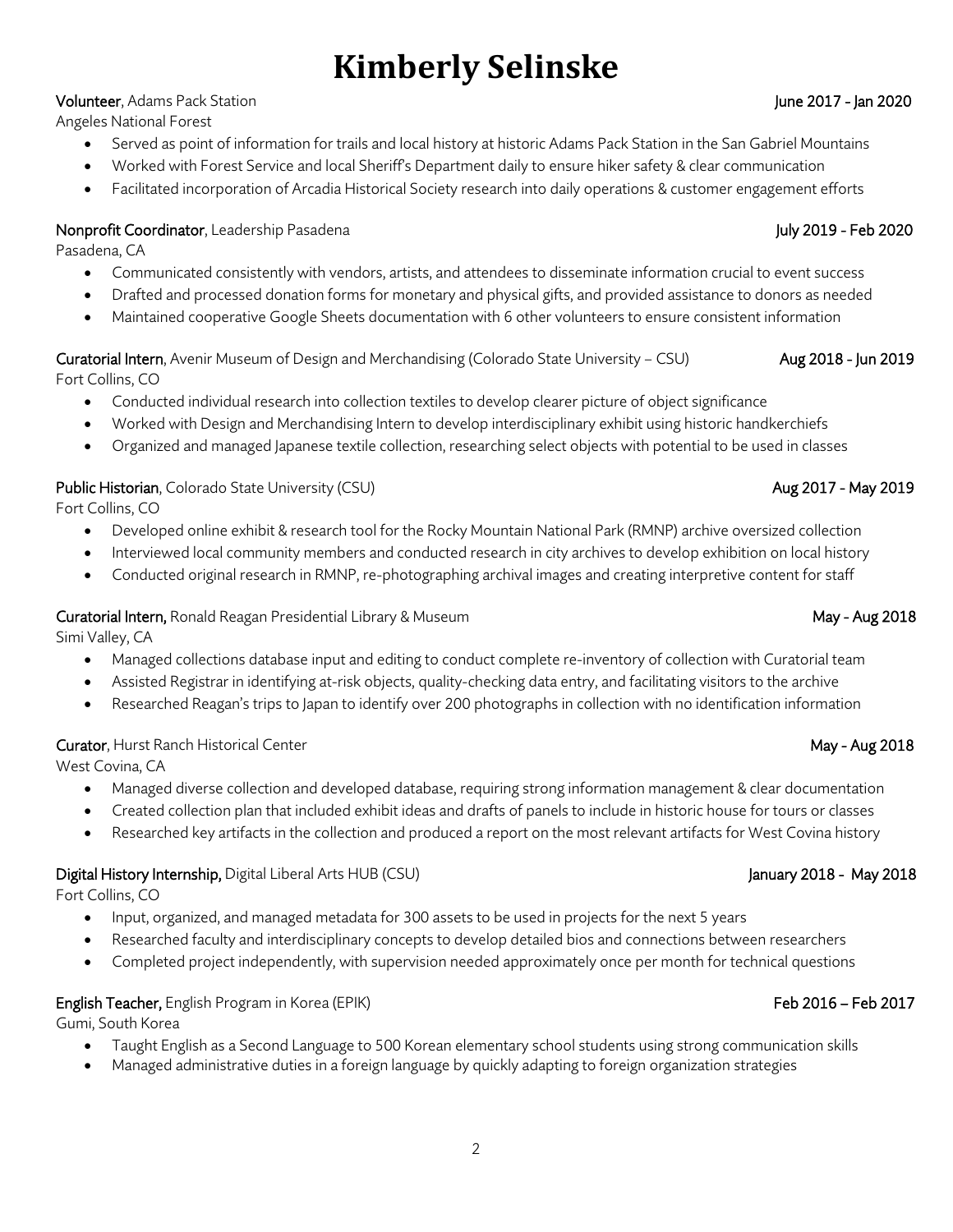# Kimberly Selinske

**Volunteer**, Adams Pack Station — June 2017 - Jan 2020

Angeles National Forest

- Served as point of information for trails and local history at historic Adams Pack Station in the San Gabriel Mountains
- Worked with Forest Service and local Sheriff's Department daily to ensure hiker safety & clear communication
- Facilitated incorporation of Arcadia Historical Society research into daily operations & customer engagement efforts

**Nonprofit Coordinator**, Leadership Pasadena — July 2019 - Feb 2020

Pasadena, CA

- Communicated consistently with vendors, artists, and attendees to disseminate information crucial to event success
- Drafted and processed donation forms for monetary and physical gifts, and provided assistance to donors as needed
- Maintained cooperative Google Sheets documentation with 6 other volunteers to ensure consistent information

**Curatorial Intern**, Avenir Museum of Design and Merchandising (Colorado State University – CSU) — Aug 2018 - Jun 2019

Fort Collins, CO

- Conducted individual research into collection textiles to develop clearer picture of object significance
- Worked with Design and Merchandising Intern to develop interdisciplinary exhibit using historic handkerchiefs
- Organized and managed Japanese textile collection, researching select objects with potential to be used in classes

**Public Historian**, Colorado State University (CSU) — Aug 2017 - May 2019

Fort Collins, CO

- Developed online exhibit & research tool for the Rocky Mountain National Park (RMNP) archive oversized collection
- Interviewed local community members and conducted research in city archives to develop exhibition on local history
- Conducted original research in RMNP, re-photographing archival images and creating interpretive content for staff

**Curatorial Intern,** Ronald Reagan Presidential Library & Museum — May - Aug 2018

Simi Valley, CA

- Managed collections database input and editing to conduct complete re-inventory of collection with Curatorial team
- Assisted Registrar in identifying at-risk objects, quality-checking data entry, and facilitating visitors to the archive
- Researched Reagan's trips to Japan to identify over 200 photographs in collection with no identification information

**Curator**, Hurst Ranch Historical Center — May - Aug 2018

West Covina, CA

- Managed diverse collection and developed database, requiring strong information management & clear documentation
- Created collection plan that included exhibit ideas and drafts of panels to include in historic house for tours or classes
- Researched key artifacts in the collection and produced a report on the most relevant artifacts for West Covina history

**Digital History Internship,** Digital Liberal Arts HUB (CSU) — January 2018 - May 2018

Fort Collins, CO

- Input, organized, and managed metadata for 300 assets to be used in projects for the next 5 years
- Researched faculty and interdisciplinary concepts to develop detailed bios and connections between researchers
- Completed project independently, with supervision needed approximately once per month for technical questions

**English Teacher,** English Program in Korea (EPIK) — Feb 2016 – Feb 2017

Gumi, South Korea

- Taught English as a Second Language to 500 Korean elementary school students using strong communication skills
- Managed administrative duties in a foreign language by quickly adapting to foreign organization strategies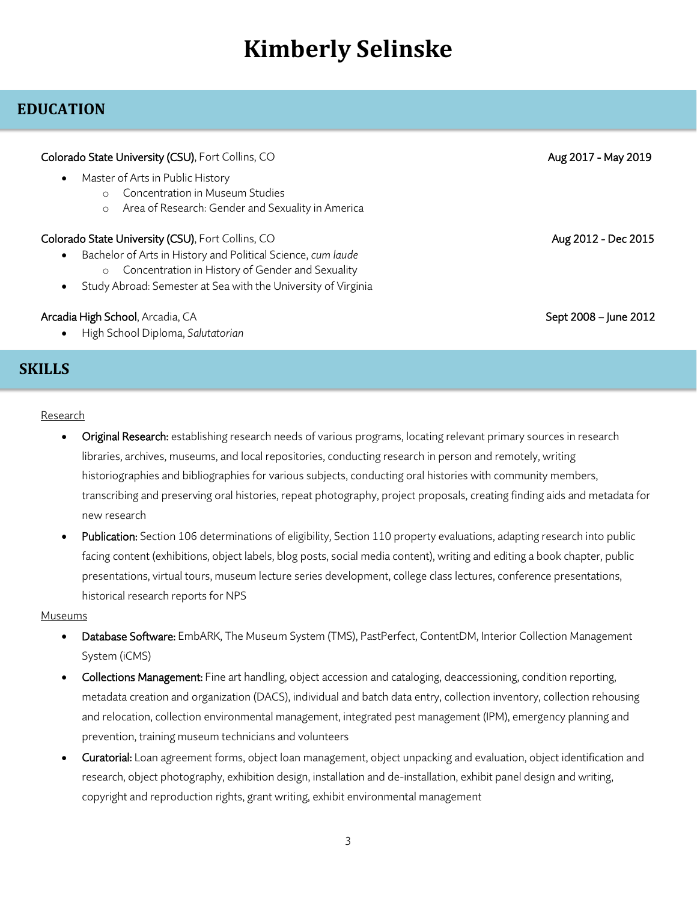# Kimberly Selinske

## EDUCATION

**Colorado State University (CSU)**, Fort Collins, CO — Aug 2017 - May 2019

- Master of Arts in Public History
  - Concentration in Museum Studies
  - Area of Research: Gender and Sexuality in America

**Colorado State University (CSU)**, Fort Collins, CO — Aug 2012 - Dec 2015

- Bachelor of Arts in History and Political Science, *cum laude*
  - Concentration in History of Gender and Sexuality
- Study Abroad: Semester at Sea with the University of Virginia

**Arcadia High School**, Arcadia, CA — Sept 2008 – June 2012

- High School Diploma, *Salutatorian*

## SKILLS

Research

- **Original Research:** establishing research needs of various programs, locating relevant primary sources in research libraries, archives, museums, and local repositories, conducting research in person and remotely, writing historiographies and bibliographies for various subjects, conducting oral histories with community members, transcribing and preserving oral histories, repeat photography, project proposals, creating finding aids and metadata for new research
- **Publication:** Section 106 determinations of eligibility, Section 110 property evaluations, adapting research into public facing content (exhibitions, object labels, blog posts, social media content), writing and editing a book chapter, public presentations, virtual tours, museum lecture series development, college class lectures, conference presentations, historical research reports for NPS

Museums

- **Database Software:** EmbARK, The Museum System (TMS), PastPerfect, ContentDM, Interior Collection Management System (iCMS)
- **Collections Management:** Fine art handling, object accession and cataloging, deaccessioning, condition reporting, metadata creation and organization (DACS), individual and batch data entry, collection inventory, collection rehousing and relocation, collection environmental management, integrated pest management (IPM), emergency planning and prevention, training museum technicians and volunteers
- **Curatorial:** Loan agreement forms, object loan management, object unpacking and evaluation, object identification and research, object photography, exhibition design, installation and de-installation, exhibit panel design and writing, copyright and reproduction rights, grant writing, exhibit environmental management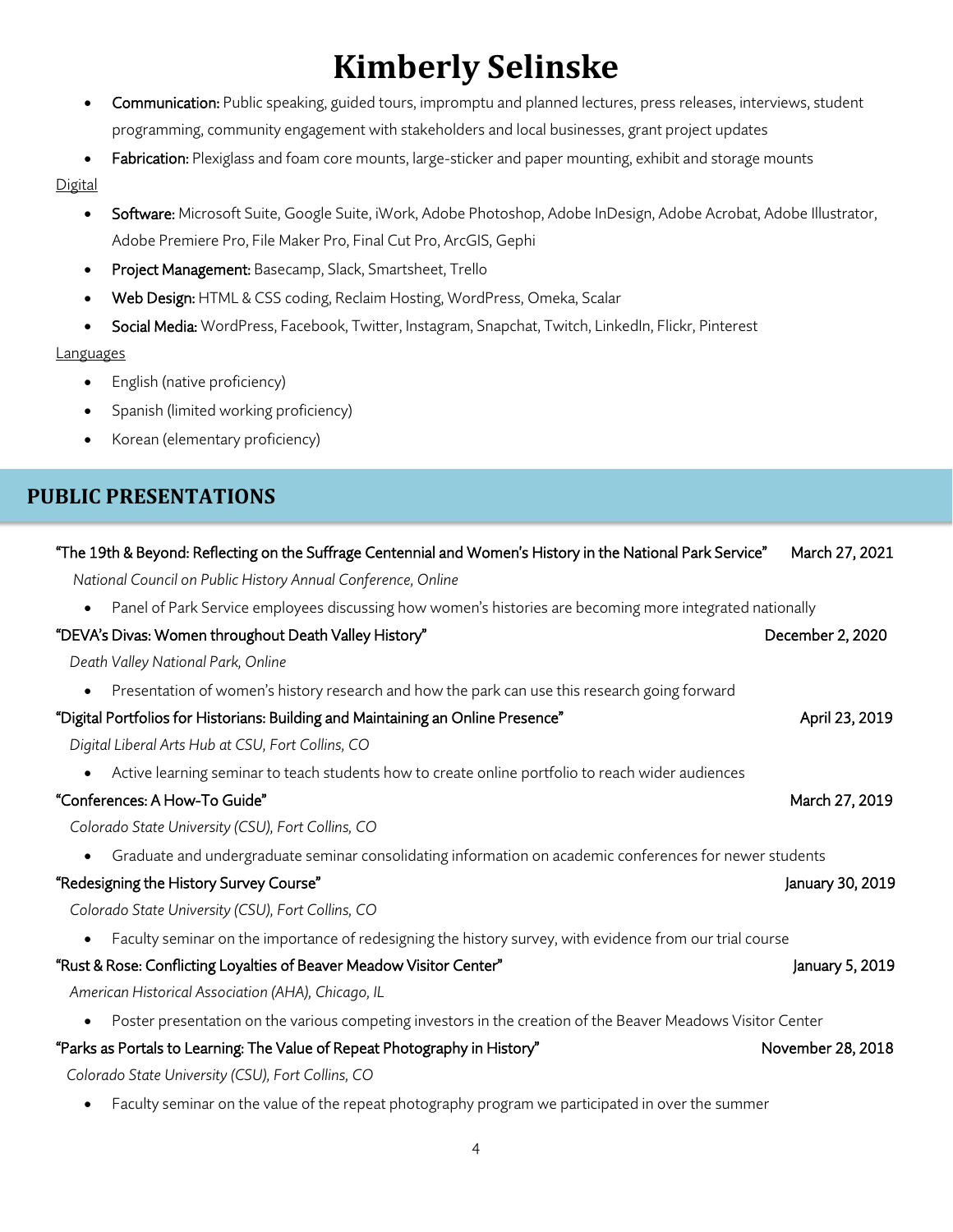# Kimberly Selinske

- **Communication:** Public speaking, guided tours, impromptu and planned lectures, press releases, interviews, student programming, community engagement with stakeholders and local businesses, grant project updates
- **Fabrication:** Plexiglass and foam core mounts, large-sticker and paper mounting, exhibit and storage mounts

Digital

- **Software:** Microsoft Suite, Google Suite, iWork, Adobe Photoshop, Adobe InDesign, Adobe Acrobat, Adobe Illustrator, Adobe Premiere Pro, File Maker Pro, Final Cut Pro, ArcGIS, Gephi
- **Project Management:** Basecamp, Slack, Smartsheet, Trello
- **Web Design:** HTML & CSS coding, Reclaim Hosting, WordPress, Omeka, Scalar
- **Social Media:** WordPress, Facebook, Twitter, Instagram, Snapchat, Twitch, LinkedIn, Flickr, Pinterest

Languages

- English (native proficiency)
- Spanish (limited working proficiency)
- Korean (elementary proficiency)

## PUBLIC PRESENTATIONS

**"The 19th & Beyond: Reflecting on the Suffrage Centennial and Women's History in the National Park Service"** — March 27, 2021

*National Council on Public History Annual Conference, Online*

- Panel of Park Service employees discussing how women's histories are becoming more integrated nationally

**"DEVA's Divas: Women throughout Death Valley History"** — December 2, 2020

*Death Valley National Park, Online*

- Presentation of women's history research and how the park can use this research going forward

**"Digital Portfolios for Historians: Building and Maintaining an Online Presence"** — April 23, 2019

*Digital Liberal Arts Hub at CSU, Fort Collins, CO*

- Active learning seminar to teach students how to create online portfolio to reach wider audiences

**"Conferences: A How-To Guide"** — March 27, 2019

*Colorado State University (CSU), Fort Collins, CO*

- Graduate and undergraduate seminar consolidating information on academic conferences for newer students

**"Redesigning the History Survey Course"** — January 30, 2019

*Colorado State University (CSU), Fort Collins, CO*

- Faculty seminar on the importance of redesigning the history survey, with evidence from our trial course

**"Rust & Rose: Conflicting Loyalties of Beaver Meadow Visitor Center"** — January 5, 2019

*American Historical Association (AHA), Chicago, IL*

- Poster presentation on the various competing investors in the creation of the Beaver Meadows Visitor Center

**"Parks as Portals to Learning: The Value of Repeat Photography in History"** — November 28, 2018

*Colorado State University (CSU), Fort Collins, CO*

- Faculty seminar on the value of the repeat photography program we participated in over the summer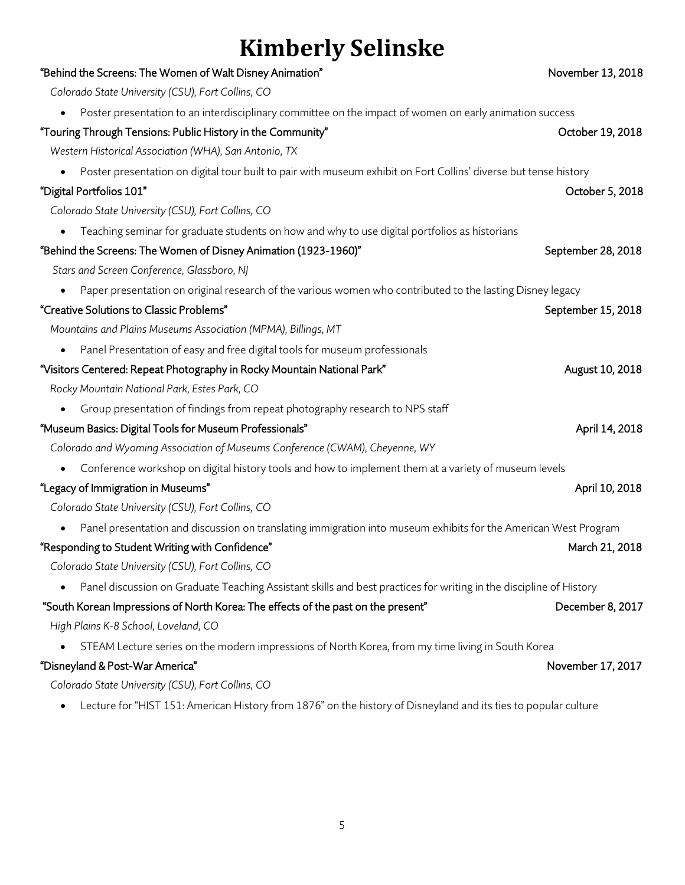# Kimberly Selinske

"Behind the Screens: The Women of Walt Disney Animation" November 13, 2018

*Colorado State University (CSU), Fort Collins, CO*

- Poster presentation to an interdisciplinary committee on the impact of women on early animation success

"Touring Through Tensions: Public History in the Community" October 19, 2018

*Western Historical Association (WHA), San Antonio, TX*

- Poster presentation on digital tour built to pair with museum exhibit on Fort Collins' diverse but tense history

"Digital Portfolios 101" October 5, 2018

*Colorado State University (CSU), Fort Collins, CO*

- Teaching seminar for graduate students on how and why to use digital portfolios as historians

"Behind the Screens: The Women of Disney Animation (1923-1960)" September 28, 2018

*Stars and Screen Conference, Glassboro, NJ*

- Paper presentation on original research of the various women who contributed to the lasting Disney legacy

"Creative Solutions to Classic Problems" September 15, 2018

*Mountains and Plains Museums Association (MPMA), Billings, MT*

- Panel Presentation of easy and free digital tools for museum professionals

"Visitors Centered: Repeat Photography in Rocky Mountain National Park" August 10, 2018

*Rocky Mountain National Park, Estes Park, CO*

- Group presentation of findings from repeat photography research to NPS staff

"Museum Basics: Digital Tools for Museum Professionals" April 14, 2018

*Colorado and Wyoming Association of Museums Conference (CWAM), Cheyenne, WY*

- Conference workshop on digital history tools and how to implement them at a variety of museum levels

"Legacy of Immigration in Museums" April 10, 2018

*Colorado State University (CSU), Fort Collins, CO*

- Panel presentation and discussion on translating immigration into museum exhibits for the American West Program

"Responding to Student Writing with Confidence" March 21, 2018

*Colorado State University (CSU), Fort Collins, CO*

- Panel discussion on Graduate Teaching Assistant skills and best practices for writing in the discipline of History

"South Korean Impressions of North Korea: The effects of the past on the present" December 8, 2017

*High Plains K-8 School, Loveland, CO*

- STEAM Lecture series on the modern impressions of North Korea, from my time living in South Korea

"Disneyland & Post-War America" November 17, 2017

*Colorado State University (CSU), Fort Collins, CO*

- Lecture for "HIST 151: American History from 1876" on the history of Disneyland and its ties to popular culture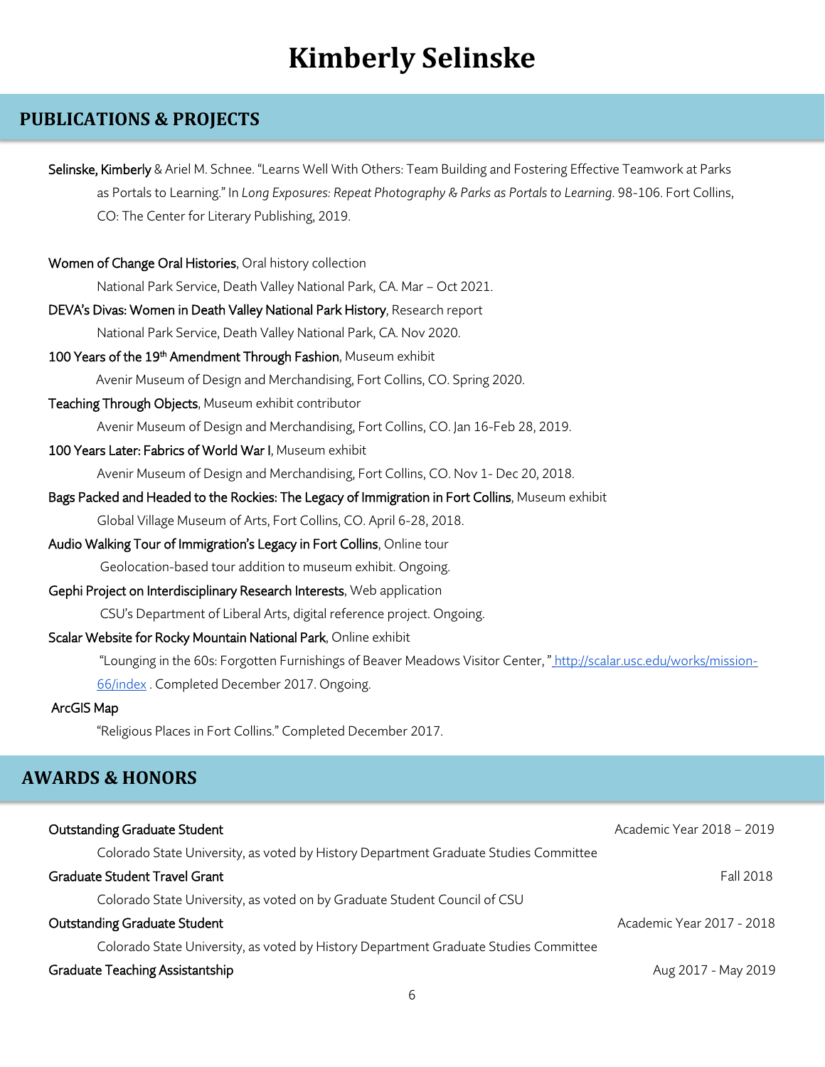# Kimberly Selinske

## PUBLICATIONS & PROJECTS

**Selinske, Kimberly** & Ariel M. Schnee. "Learns Well With Others: Team Building and Fostering Effective Teamwork at Parks as Portals to Learning." In *Long Exposures: Repeat Photography & Parks as Portals to Learning*. 98-106. Fort Collins, CO: The Center for Literary Publishing, 2019.

**Women of Change Oral Histories**, Oral history collection
National Park Service, Death Valley National Park, CA. Mar – Oct 2021.

**DEVA's Divas: Women in Death Valley National Park History**, Research report
National Park Service, Death Valley National Park, CA. Nov 2020.

**100 Years of the 19th Amendment Through Fashion**, Museum exhibit
Avenir Museum of Design and Merchandising, Fort Collins, CO. Spring 2020.

**Teaching Through Objects**, Museum exhibit contributor
Avenir Museum of Design and Merchandising, Fort Collins, CO. Jan 16-Feb 28, 2019.

**100 Years Later: Fabrics of World War I**, Museum exhibit
Avenir Museum of Design and Merchandising, Fort Collins, CO. Nov 1- Dec 20, 2018.

**Bags Packed and Headed to the Rockies: The Legacy of Immigration in Fort Collins**, Museum exhibit
Global Village Museum of Arts, Fort Collins, CO. April 6-28, 2018.

**Audio Walking Tour of Immigration's Legacy in Fort Collins**, Online tour
Geolocation-based tour addition to museum exhibit. Ongoing.

**Gephi Project on Interdisciplinary Research Interests**, Web application
CSU's Department of Liberal Arts, digital reference project. Ongoing.

**Scalar Website for Rocky Mountain National Park**, Online exhibit
"Lounging in the 60s: Forgotten Furnishings of Beaver Meadows Visitor Center," http://scalar.usc.edu/works/mission-66/index . Completed December 2017. Ongoing.

**ArcGIS Map**
"Religious Places in Fort Collins." Completed December 2017.

## AWARDS & HONORS

**Outstanding Graduate Student** — Academic Year 2018 – 2019
Colorado State University, as voted by History Department Graduate Studies Committee

**Graduate Student Travel Grant** — Fall 2018
Colorado State University, as voted on by Graduate Student Council of CSU

**Outstanding Graduate Student** — Academic Year 2017 - 2018
Colorado State University, as voted by History Department Graduate Studies Committee

**Graduate Teaching Assistantship** — Aug 2017 - May 2019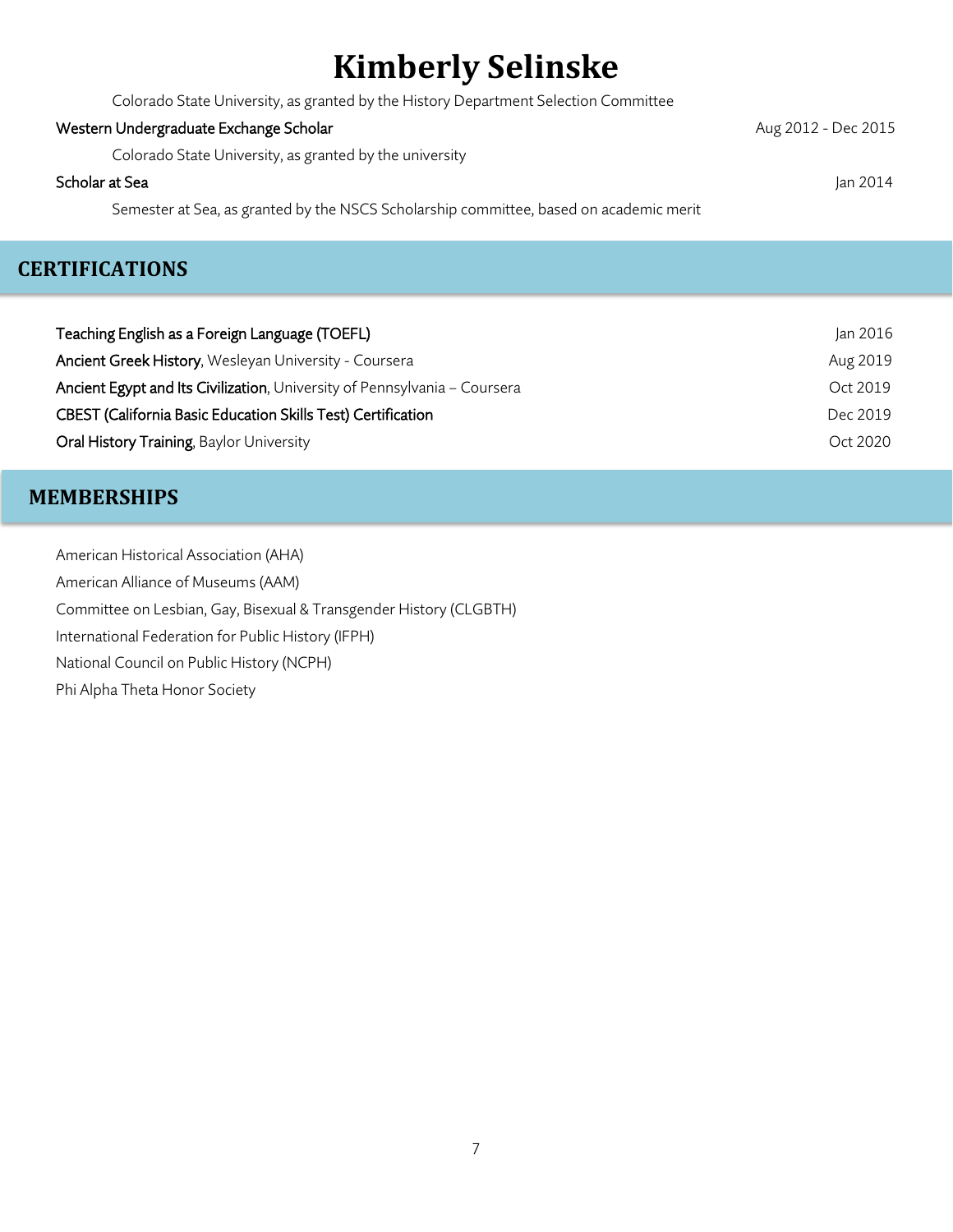# Kimberly Selinske

Colorado State University, as granted by the History Department Selection Committee

Western Undergraduate Exchange Scholar — Aug 2012 - Dec 2015

Colorado State University, as granted by the university

Scholar at Sea — Jan 2014

Semester at Sea, as granted by the NSCS Scholarship committee, based on academic merit

## CERTIFICATIONS

Teaching English as a Foreign Language (TOEFL) — Jan 2016

Ancient Greek History, Wesleyan University - Coursera — Aug 2019

Ancient Egypt and Its Civilization, University of Pennsylvania – Coursera — Oct 2019

CBEST (California Basic Education Skills Test) Certification — Dec 2019

Oral History Training, Baylor University — Oct 2020

## MEMBERSHIPS

American Historical Association (AHA)

American Alliance of Museums (AAM)

Committee on Lesbian, Gay, Bisexual & Transgender History (CLGBTH)

International Federation for Public History (IFPH)

National Council on Public History (NCPH)

Phi Alpha Theta Honor Society